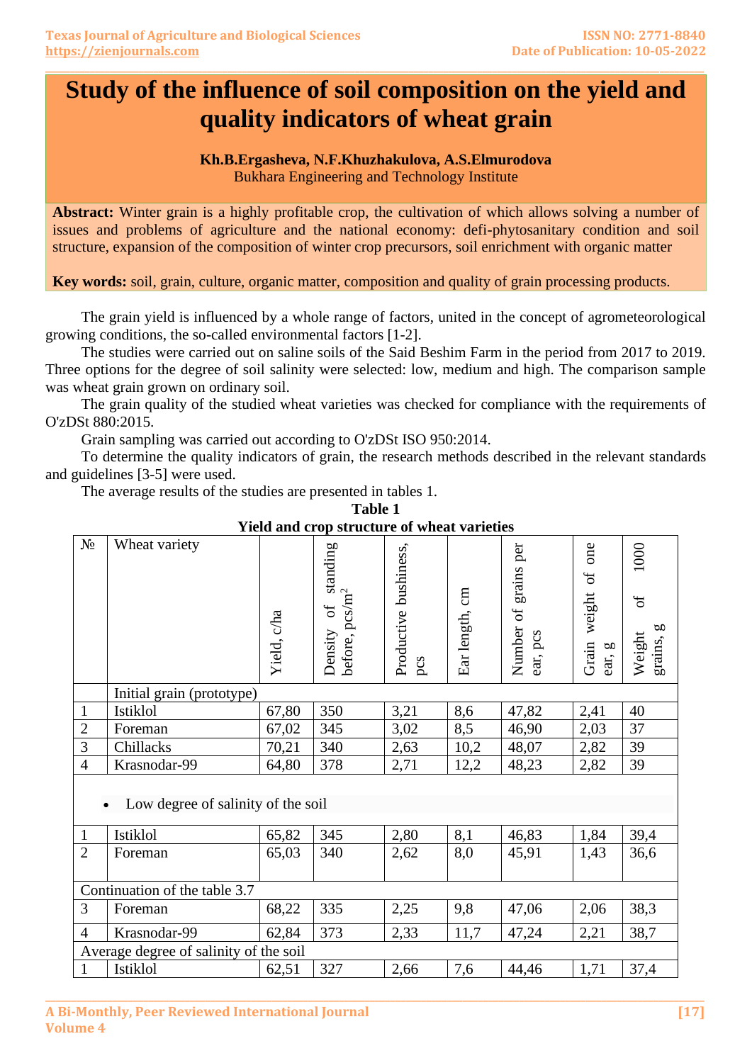# Study of the influence of soil composition on the yield and quality indicators of wheat grain

**Kh.B.Ergasheva, N.F.Khuzhakulova, A.S.Elmurodova**
Bukhara Engineering and Technology Institute

**Abstract:** Winter grain is a highly profitable crop, the cultivation of which allows solving a number of issues and problems of agriculture and the national economy: defi-phytosanitary condition and soil structure, expansion of the composition of winter crop precursors, soil enrichment with organic matter

**Key words:** soil, grain, culture, organic matter, composition and quality of grain processing products.

The grain yield is influenced by a whole range of factors, united in the concept of agrometeorological growing conditions, the so-called environmental factors [1-2].

The studies were carried out on saline soils of the Said Beshim Farm in the period from 2017 to 2019. Three options for the degree of soil salinity were selected: low, medium and high. The comparison sample was wheat grain grown on ordinary soil.

The grain quality of the studied wheat varieties was checked for compliance with the requirements of O'zDSt 880:2015.

Grain sampling was carried out according to O'zDSt ISO 950:2014.

To determine the quality indicators of grain, the research methods described in the relevant standards and guidelines [3-5] were used.

The average results of the studies are presented in tables 1.

**Table 1**
**Yield and crop structure of wheat varieties**

| № | Wheat variety | Yield, c/ha | Density of standing before, pcs/m$^2$ | Productive bushiness, pcs | Ear length, cm | Number of grains per ear, pcs | Grain weight of one ear, g | Weight of 1000 grains, g |
|---|---|---|---|---|---|---|---|---|
| | Initial grain (prototype) | | | | | | | |
| 1 | Istiklol | 67,80 | 350 | 3,21 | 8,6 | 47,82 | 2,41 | 40 |
| 2 | Foreman | 67,02 | 345 | 3,02 | 8,5 | 46,90 | 2,03 | 37 |
| 3 | Chillacks | 70,21 | 340 | 2,63 | 10,2 | 48,07 | 2,82 | 39 |
| 4 | Krasnodar-99 | 64,80 | 378 | 2,71 | 12,2 | 48,23 | 2,82 | 39 |
| | Low degree of salinity of the soil | | | | | | | |
| 1 | Istiklol | 65,82 | 345 | 2,80 | 8,1 | 46,83 | 1,84 | 39,4 |
| 2 | Foreman | 65,03 | 340 | 2,62 | 8,0 | 45,91 | 1,43 | 36,6 |
| Continuation of the table 3.7 | | | | | | | | |
| 3 | Foreman | 68,22 | 335 | 2,25 | 9,8 | 47,06 | 2,06 | 38,3 |
| 4 | Krasnodar-99 | 62,84 | 373 | 2,33 | 11,7 | 47,24 | 2,21 | 38,7 |
| Average degree of salinity of the soil | | | | | | | | |
| 1 | Istiklol | 62,51 | 327 | 2,66 | 7,6 | 44,46 | 1,71 | 37,4 |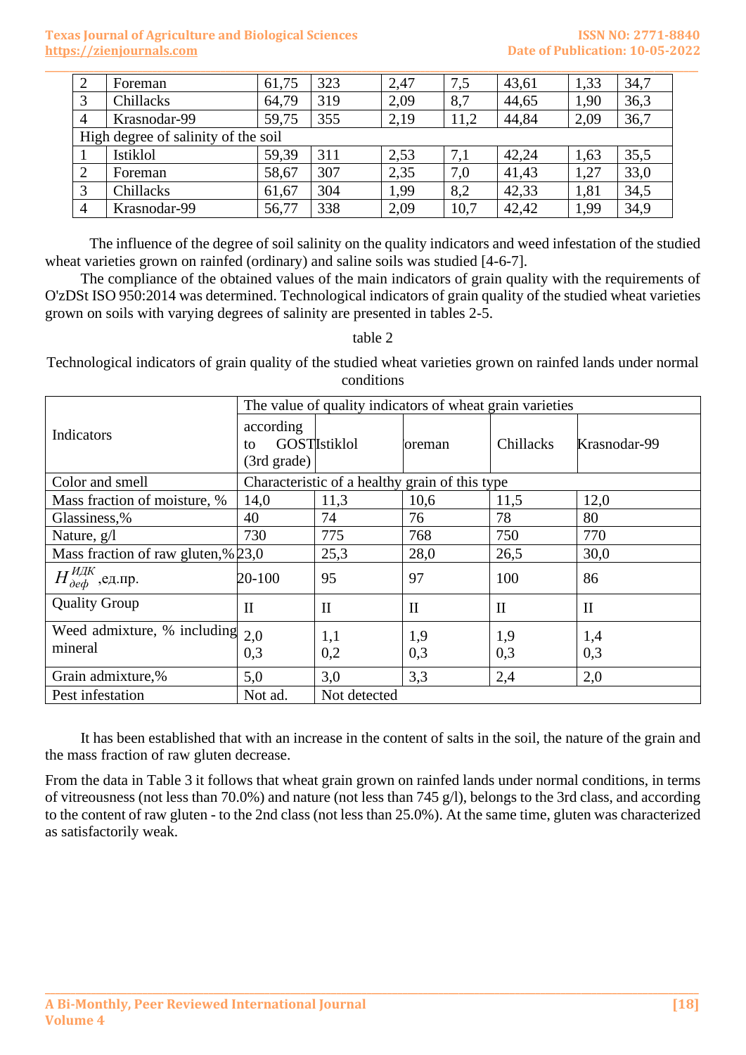| 2 | Foreman | 61,75 | 323 | 2,47 | 7,5 | 43,61 | 1,33 | 34,7 |
|---|---|---|---|---|---|---|---|---|
| 3 | Chillacks | 64,79 | 319 | 2,09 | 8,7 | 44,65 | 1,90 | 36,3 |
| 4 | Krasnodar-99 | 59,75 | 355 | 2,19 | 11,2 | 44,84 | 2,09 | 36,7 |
| High degree of salinity of the soil | | | | | | | | |
| 1 | Istiklol | 59,39 | 311 | 2,53 | 7,1 | 42,24 | 1,63 | 35,5 |
| 2 | Foreman | 58,67 | 307 | 2,35 | 7,0 | 41,43 | 1,27 | 33,0 |
| 3 | Chillacks | 61,67 | 304 | 1,99 | 8,2 | 42,33 | 1,81 | 34,5 |
| 4 | Krasnodar-99 | 56,77 | 338 | 2,09 | 10,7 | 42,42 | 1,99 | 34,9 |

The influence of the degree of soil salinity on the quality indicators and weed infestation of the studied wheat varieties grown on rainfed (ordinary) and saline soils was studied [4-6-7].

The compliance of the obtained values of the main indicators of grain quality with the requirements of O'zDSt ISO 950:2014 was determined. Technological indicators of grain quality of the studied wheat varieties grown on soils with varying degrees of salinity are presented in tables 2-5.

table 2

Technological indicators of grain quality of the studied wheat varieties grown on rainfed lands under normal conditions

| Indicators | The value of quality indicators of wheat grain varieties | | | | |
|---|---|---|---|---|---|
| | according to GOST (3rd grade) | Istiklol | oreman | Chillacks | Krasnodar-99 |
| Color and smell | Characteristic of a healthy grain of this type | | | | |
| Mass fraction of moisture, % | 14,0 | 11,3 | 10,6 | 11,5 | 12,0 |
| Glassiness,% | 40 | 74 | 76 | 78 | 80 |
| Nature, g/l | 730 | 775 | 768 | 750 | 770 |
| Mass fraction of raw gluten,% | 23,0 | 25,3 | 28,0 | 26,5 | 30,0 |
| $H_{деф}^{ИДК}$ ,ед.пр. | 20-100 | 95 | 97 | 100 | 86 |
| Quality Group | II | II | II | II | II |
| Weed admixture, % including mineral | 2,0<br>0,3 | 1,1<br>0,2 | 1,9<br>0,3 | 1,9<br>0,3 | 1,4<br>0,3 |
| Grain admixture,% | 5,0 | 3,0 | 3,3 | 2,4 | 2,0 |
| Pest infestation | Not ad. | Not detected | | | |

It has been established that with an increase in the content of salts in the soil, the nature of the grain and the mass fraction of raw gluten decrease.

From the data in Table 3 it follows that wheat grain grown on rainfed lands under normal conditions, in terms of vitreousness (not less than 70.0%) and nature (not less than 745 g/l), belongs to the 3rd class, and according to the content of raw gluten - to the 2nd class (not less than 25.0%). At the same time, gluten was characterized as satisfactorily weak.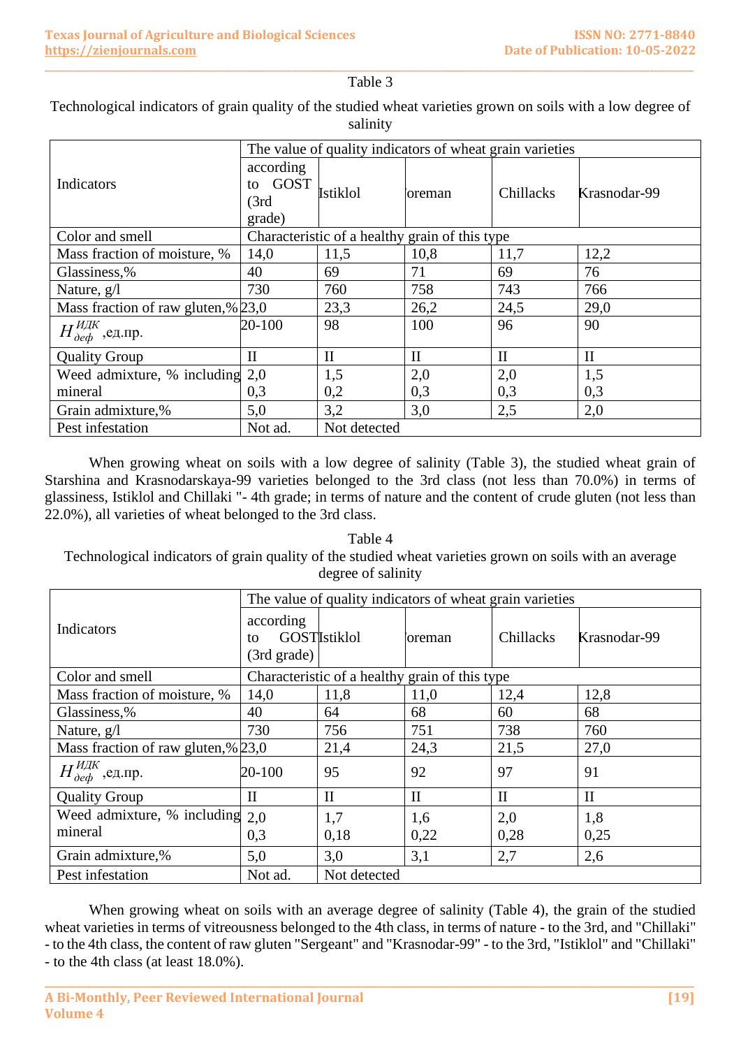Table 3

Technological indicators of grain quality of the studied wheat varieties grown on soils with a low degree of salinity

| Indicators | The value of quality indicators of wheat grain varieties | | | | |
|---|---|---|---|---|---|
| | according to GOST (3rd grade) | Istiklol | oreman | Chillacks | Krasnodar-99 |
| Color and smell | Characteristic of a healthy grain of this type | | | | |
| Mass fraction of moisture, % | 14,0 | 11,5 | 10,8 | 11,7 | 12,2 |
| Glassiness,% | 40 | 69 | 71 | 69 | 76 |
| Nature, g/l | 730 | 760 | 758 | 743 | 766 |
| Mass fraction of raw gluten,% | 23,0 | 23,3 | 26,2 | 24,5 | 29,0 |
| $H_{деф}^{ИДК}$ ,ед.пр. | 20-100 | 98 | 100 | 96 | 90 |
| Quality Group | II | II | II | II | II |
| Weed admixture, % including mineral | 2,0 0,3 | 1,5 0,2 | 2,0 0,3 | 2,0 0,3 | 1,5 0,3 |
| Grain admixture,% | 5,0 | 3,2 | 3,0 | 2,5 | 2,0 |
| Pest infestation | Not ad. | Not detected | | | |

When growing wheat on soils with a low degree of salinity (Table 3), the studied wheat grain of Starshina and Krasnodarskaya-99 varieties belonged to the 3rd class (not less than 70.0%) in terms of glassiness, Istiklol and Chillaki "- 4th grade; in terms of nature and the content of crude gluten (not less than 22.0%), all varieties of wheat belonged to the 3rd class.

Table 4

Technological indicators of grain quality of the studied wheat varieties grown on soils with an average degree of salinity

| Indicators | The value of quality indicators of wheat grain varieties | | | | |
|---|---|---|---|---|---|
| | according to GOST (3rd grade) | Istiklol | oreman | Chillacks | Krasnodar-99 |
| Color and smell | Characteristic of a healthy grain of this type | | | | |
| Mass fraction of moisture, % | 14,0 | 11,8 | 11,0 | 12,4 | 12,8 |
| Glassiness,% | 40 | 64 | 68 | 60 | 68 |
| Nature, g/l | 730 | 756 | 751 | 738 | 760 |
| Mass fraction of raw gluten,% | 23,0 | 21,4 | 24,3 | 21,5 | 27,0 |
| $H_{деф}^{ИДК}$ ,ед.пр. | 20-100 | 95 | 92 | 97 | 91 |
| Quality Group | II | II | II | II | II |
| Weed admixture, % including mineral | 2,0 0,3 | 1,7 0,18 | 1,6 0,22 | 2,0 0,28 | 1,8 0,25 |
| Grain admixture,% | 5,0 | 3,0 | 3,1 | 2,7 | 2,6 |
| Pest infestation | Not ad. | Not detected | | | |

When growing wheat on soils with an average degree of salinity (Table 4), the grain of the studied wheat varieties in terms of vitreousness belonged to the 4th class, in terms of nature - to the 3rd, and "Chillaki" - to the 4th class, the content of raw gluten "Sergeant" and "Krasnodar-99" - to the 3rd, "Istiklol" and "Chillaki" - to the 4th class (at least 18.0%).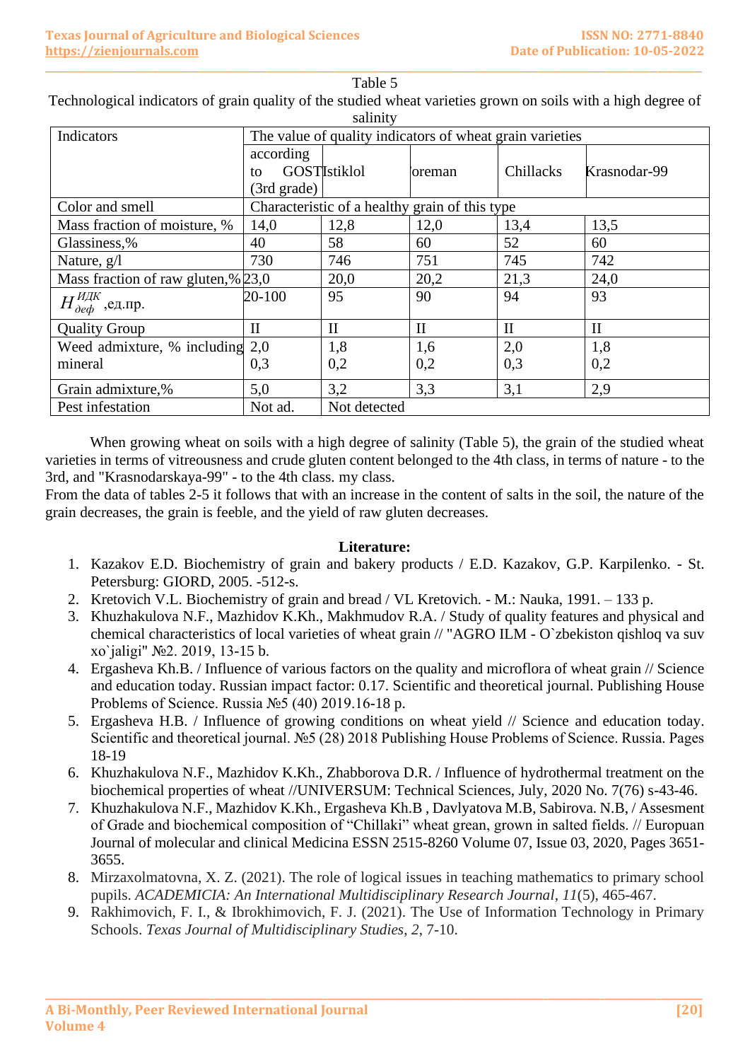Table 5

Technological indicators of grain quality of the studied wheat varieties grown on soils with a high degree of salinity

| Indicators | The value of quality indicators of wheat grain varieties | | | | |
|---|---|---|---|---|---|
| | according to GOST (3rd grade) | Istiklol | oreman | Chillacks | Krasnodar-99 |
| Color and smell | Characteristic of a healthy grain of this type | | | | |
| Mass fraction of moisture, % | 14,0 | 12,8 | 12,0 | 13,4 | 13,5 |
| Glassiness,% | 40 | 58 | 60 | 52 | 60 |
| Nature, g/l | 730 | 746 | 751 | 745 | 742 |
| Mass fraction of raw gluten,% | 23,0 | 20,0 | 20,2 | 21,3 | 24,0 |
| $H_{деф}^{ИДК}$ ,ед.пр. | 20-100 | 95 | 90 | 94 | 93 |
| Quality Group | II | II | II | II | II |
| Weed admixture, % including mineral | 2,0<br>0,3 | 1,8<br>0,2 | 1,6<br>0,2 | 2,0<br>0,3 | 1,8<br>0,2 |
| Grain admixture,% | 5,0 | 3,2 | 3,3 | 3,1 | 2,9 |
| Pest infestation | Not ad. | Not detected | | | |

When growing wheat on soils with a high degree of salinity (Table 5), the grain of the studied wheat varieties in terms of vitreousness and crude gluten content belonged to the 4th class, in terms of nature - to the 3rd, and "Krasnodarskaya-99" - to the 4th class. my class.

From the data of tables 2-5 it follows that with an increase in the content of salts in the soil, the nature of the grain decreases, the grain is feeble, and the yield of raw gluten decreases.

**Literature:**

1. Kazakov E.D. Biochemistry of grain and bakery products / E.D. Kazakov, G.P. Karpilenko. - St. Petersburg: GIORD, 2005. -512-s.
2. Kretovich V.L. Biochemistry of grain and bread / VL Kretovich. - M.: Nauka, 1991. – 133 p.
3. Khuzhakulova N.F., Mazhidov K.Kh., Makhmudov R.A. / Study of quality features and physical and chemical characteristics of local varieties of wheat grain // "AGRO ILM - O`zbekiston qishloq va suv xo`jaligi" №2. 2019, 13-15 b.
4. Ergasheva Kh.B. / Influence of various factors on the quality and microflora of wheat grain // Science and education today. Russian impact factor: 0.17. Scientific and theoretical journal. Publishing House Problems of Science. Russia №5 (40) 2019.16-18 p.
5. Ergasheva H.B. / Influence of growing conditions on wheat yield // Science and education today. Scientific and theoretical journal. №5 (28) 2018 Publishing House Problems of Science. Russia. Pages 18-19
6. Khuzhakulova N.F., Mazhidov K.Kh., Zhabborova D.R. / Influence of hydrothermal treatment on the biochemical properties of wheat //UNIVERSUM: Technical Sciences, July, 2020 No. 7(76) s-43-46.
7. Khuzhakulova N.F., Mazhidov K.Kh., Ergasheva Kh.B , Davlyatova M.B, Sabirova. N.B, / Assesment of Grade and biochemical composition of "Chillaki" wheat grean, grown in salted fields. // Europuan Journal of molecular and clinical Medicina ESSN 2515-8260 Volume 07, Issue 03, 2020, Pages 3651-3655.
8. Mirzaxolmatovna, X. Z. (2021). The role of logical issues in teaching mathematics to primary school pupils. *ACADEMICIA: An International Multidisciplinary Research Journal*, *11*(5), 465-467.
9. Rakhimovich, F. I., & Ibrokhimovich, F. J. (2021). The Use of Information Technology in Primary Schools. *Texas Journal of Multidisciplinary Studies*, *2*, 7-10.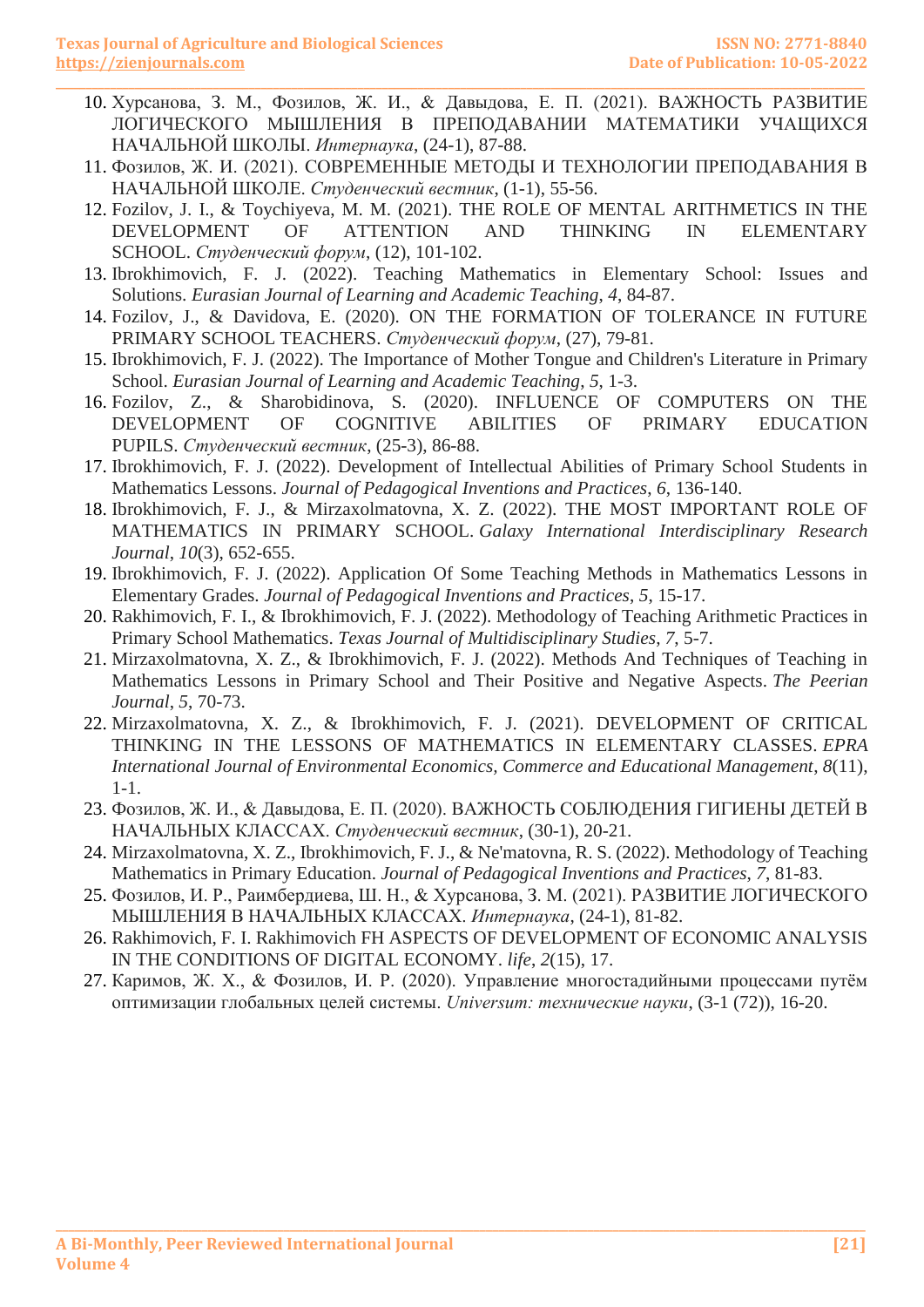10. Хурсанова, З. М., Фозилов, Ж. И., & Давыдова, Е. П. (2021). ВАЖНОСТЬ РАЗВИТИЕ ЛОГИЧЕСКОГО МЫШЛЕНИЯ В ПРЕПОДАВАНИИ МАТЕМАТИКИ УЧАЩИХСЯ НАЧАЛЬНОЙ ШКОЛЫ. *Интернаука*, (24-1), 87-88.
11. Фозилов, Ж. И. (2021). СОВРЕМЕННЫЕ МЕТОДЫ И ТЕХНОЛОГИИ ПРЕПОДАВАНИЯ В НАЧАЛЬНОЙ ШКОЛЕ. *Студенческий вестник*, (1-1), 55-56.
12. Fozilov, J. I., & Toychiyeva, M. M. (2021). THE ROLE OF MENTAL ARITHMETICS IN THE DEVELOPMENT OF ATTENTION AND THINKING IN ELEMENTARY SCHOOL. *Студенческий форум*, (12), 101-102.
13. Ibrokhimovich, F. J. (2022). Teaching Mathematics in Elementary School: Issues and Solutions. *Eurasian Journal of Learning and Academic Teaching*, *4*, 84-87.
14. Fozilov, J., & Davidova, E. (2020). ON THE FORMATION OF TOLERANCE IN FUTURE PRIMARY SCHOOL TEACHERS. *Студенческий форум*, (27), 79-81.
15. Ibrokhimovich, F. J. (2022). The Importance of Mother Tongue and Children's Literature in Primary School. *Eurasian Journal of Learning and Academic Teaching*, *5*, 1-3.
16. Fozilov, Z., & Sharobidinova, S. (2020). INFLUENCE OF COMPUTERS ON THE DEVELOPMENT OF COGNITIVE ABILITIES OF PRIMARY EDUCATION PUPILS. *Студенческий вестник*, (25-3), 86-88.
17. Ibrokhimovich, F. J. (2022). Development of Intellectual Abilities of Primary School Students in Mathematics Lessons. *Journal of Pedagogical Inventions and Practices*, *6*, 136-140.
18. Ibrokhimovich, F. J., & Mirzaxolmatovna, X. Z. (2022). THE MOST IMPORTANT ROLE OF MATHEMATICS IN PRIMARY SCHOOL. *Galaxy International Interdisciplinary Research Journal*, *10*(3), 652-655.
19. Ibrokhimovich, F. J. (2022). Application Of Some Teaching Methods in Mathematics Lessons in Elementary Grades. *Journal of Pedagogical Inventions and Practices*, *5*, 15-17.
20. Rakhimovich, F. I., & Ibrokhimovich, F. J. (2022). Methodology of Teaching Arithmetic Practices in Primary School Mathematics. *Texas Journal of Multidisciplinary Studies*, *7*, 5-7.
21. Mirzaxolmatovna, X. Z., & Ibrokhimovich, F. J. (2022). Methods And Techniques of Teaching in Mathematics Lessons in Primary School and Their Positive and Negative Aspects. *The Peerian Journal*, *5*, 70-73.
22. Mirzaxolmatovna, X. Z., & Ibrokhimovich, F. J. (2021). DEVELOPMENT OF CRITICAL THINKING IN THE LESSONS OF MATHEMATICS IN ELEMENTARY CLASSES. *EPRA International Journal of Environmental Economics, Commerce and Educational Management*, *8*(11), 1-1.
23. Фозилов, Ж. И., & Давыдова, Е. П. (2020). ВАЖНОСТЬ СОБЛЮДЕНИЯ ГИГИЕНЫ ДЕТЕЙ В НАЧАЛЬНЫХ КЛАССАХ. *Студенческий вестник*, (30-1), 20-21.
24. Mirzaxolmatovna, X. Z., Ibrokhimovich, F. J., & Ne'matovna, R. S. (2022). Methodology of Teaching Mathematics in Primary Education. *Journal of Pedagogical Inventions and Practices*, *7*, 81-83.
25. Фозилов, И. Р., Раимбердиева, Ш. Н., & Хурсанова, З. М. (2021). РАЗВИТИЕ ЛОГИЧЕСКОГО МЫШЛЕНИЯ В НАЧАЛЬНЫХ КЛАССАХ. *Интернаука*, (24-1), 81-82.
26. Rakhimovich, F. I. Rakhimovich FH ASPECTS OF DEVELOPMENT OF ECONOMIC ANALYSIS IN THE CONDITIONS OF DIGITAL ECONOMY. *life*, *2*(15), 17.
27. Каримов, Ж. Х., & Фозилов, И. Р. (2020). Управление многостадийными процессами путём оптимизации глобальных целей системы. *Universum: технические науки*, (3-1 (72)), 16-20.